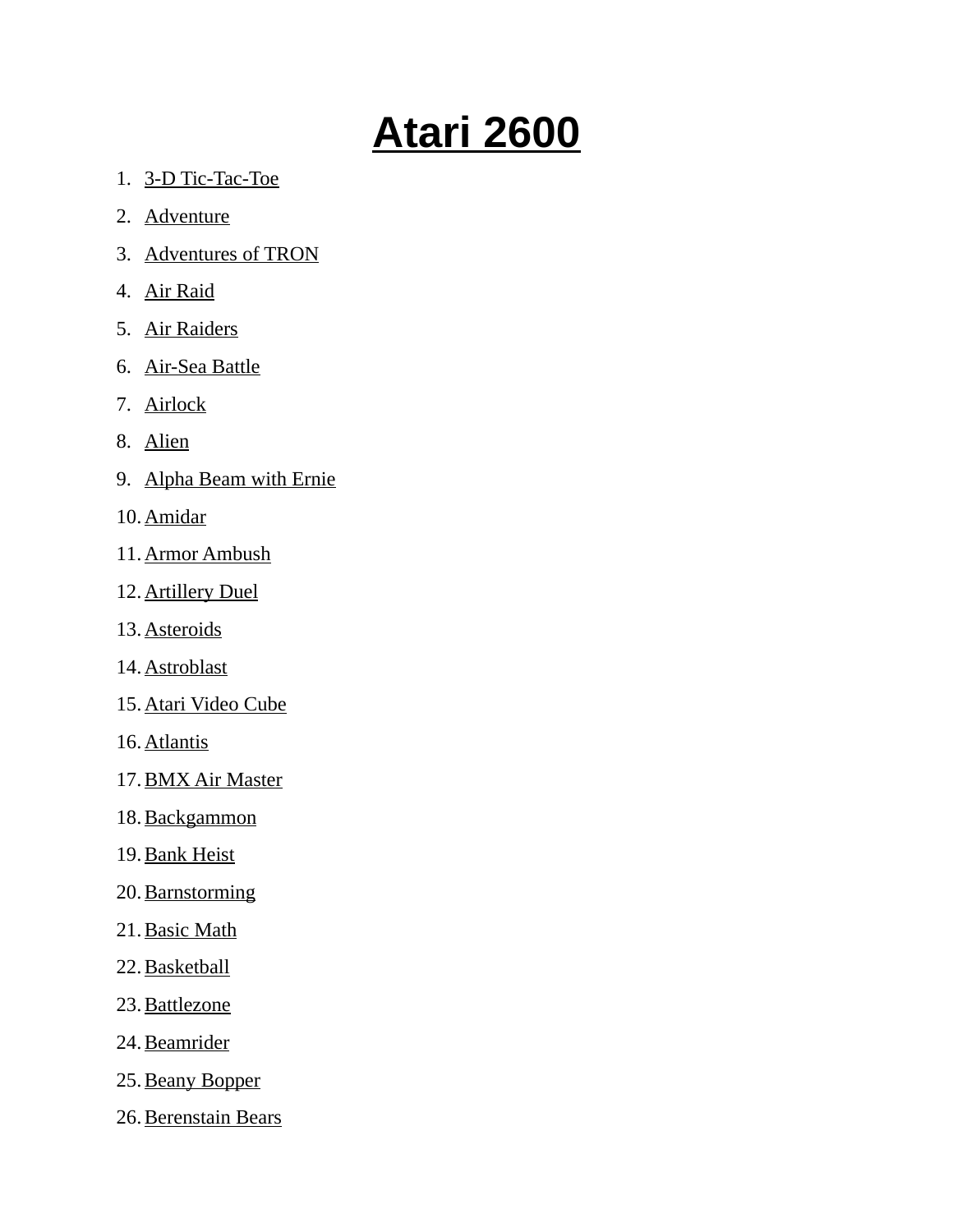# Atari 2600

1. 3-D Tic-Tac-Toe
2. Adventure
3. Adventures of TRON
4. Air Raid
5. Air Raiders
6. Air-Sea Battle
7. Airlock
8. Alien
9. Alpha Beam with Ernie
10. Amidar
11. Armor Ambush
12. Artillery Duel
13. Asteroids
14. Astroblast
15. Atari Video Cube
16. Atlantis
17. BMX Air Master
18. Backgammon
19. Bank Heist
20. Barnstorming
21. Basic Math
22. Basketball
23. Battlezone
24. Beamrider
25. Beany Bopper
26. Berenstain Bears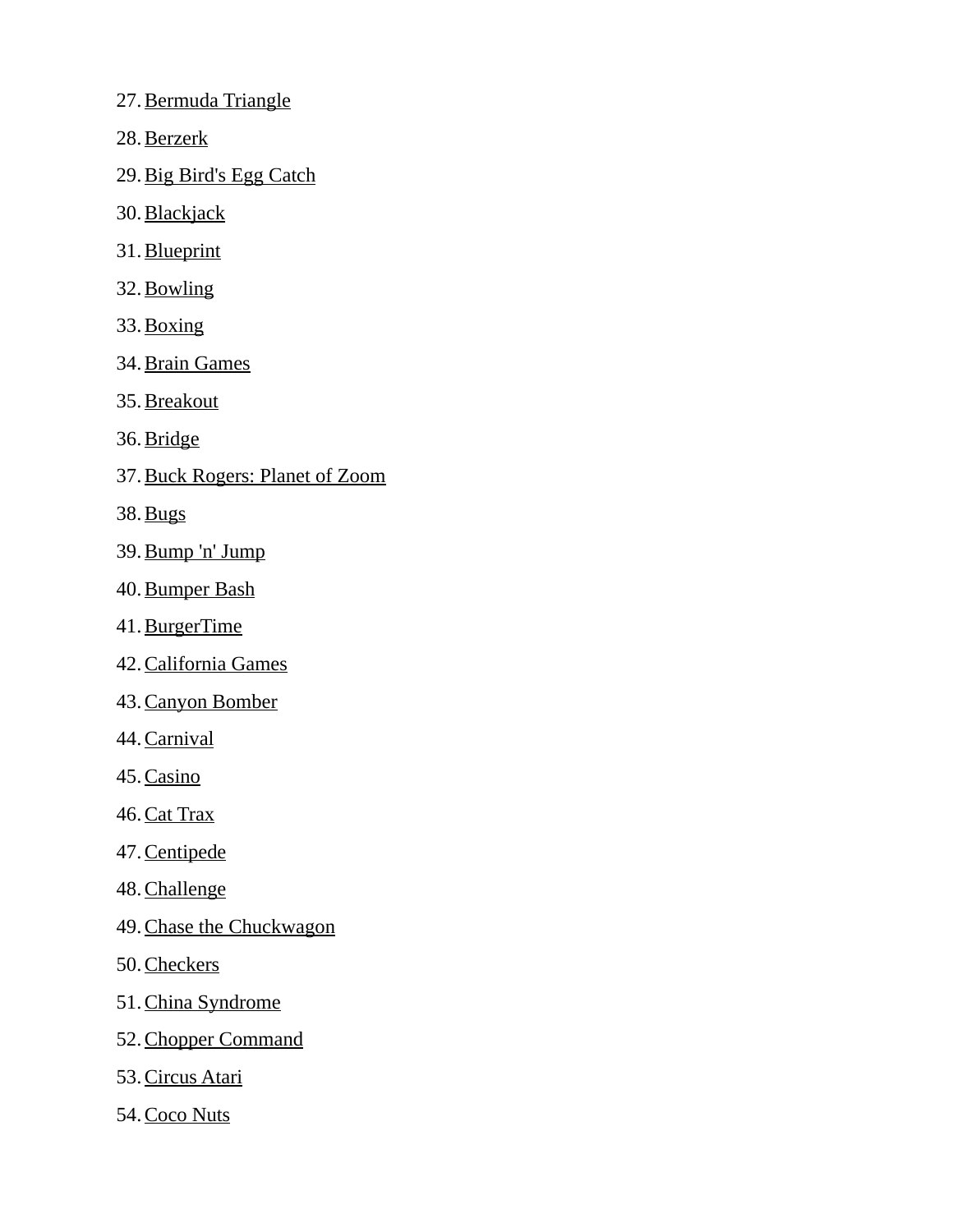27. Bermuda Triangle
28. Berzerk
29. Big Bird's Egg Catch
30. Blackjack
31. Blueprint
32. Bowling
33. Boxing
34. Brain Games
35. Breakout
36. Bridge
37. Buck Rogers: Planet of Zoom
38. Bugs
39. Bump 'n' Jump
40. Bumper Bash
41. BurgerTime
42. California Games
43. Canyon Bomber
44. Carnival
45. Casino
46. Cat Trax
47. Centipede
48. Challenge
49. Chase the Chuckwagon
50. Checkers
51. China Syndrome
52. Chopper Command
53. Circus Atari
54. Coco Nuts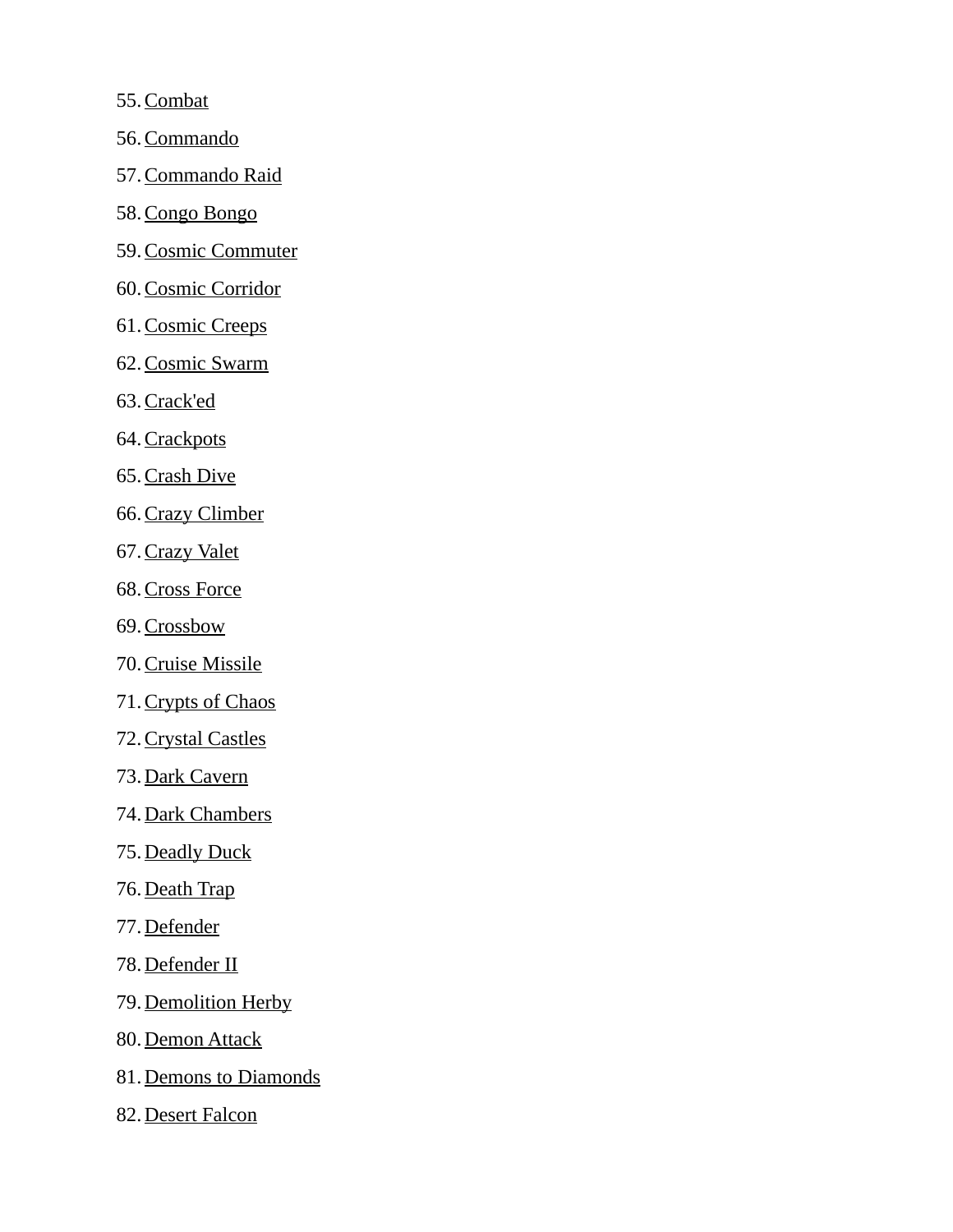55. Combat
56. Commando
57. Commando Raid
58. Congo Bongo
59. Cosmic Commuter
60. Cosmic Corridor
61. Cosmic Creeps
62. Cosmic Swarm
63. Crack'ed
64. Crackpots
65. Crash Dive
66. Crazy Climber
67. Crazy Valet
68. Cross Force
69. Crossbow
70. Cruise Missile
71. Crypts of Chaos
72. Crystal Castles
73. Dark Cavern
74. Dark Chambers
75. Deadly Duck
76. Death Trap
77. Defender
78. Defender II
79. Demolition Herby
80. Demon Attack
81. Demons to Diamonds
82. Desert Falcon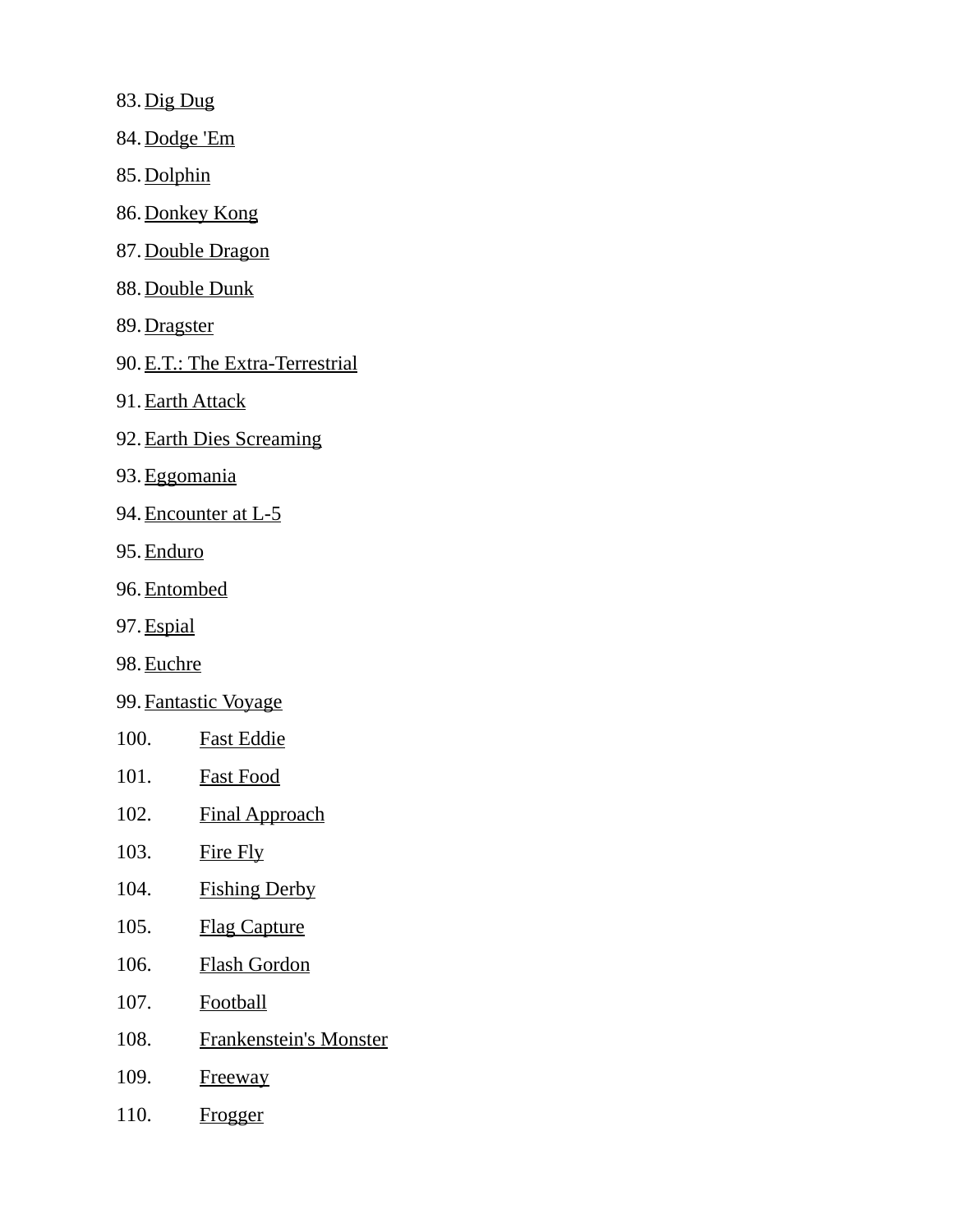83. Dig Dug
84. Dodge 'Em
85. Dolphin
86. Donkey Kong
87. Double Dragon
88. Double Dunk
89. Dragster
90. E.T.: The Extra-Terrestrial
91. Earth Attack
92. Earth Dies Screaming
93. Eggomania
94. Encounter at L-5
95. Enduro
96. Entombed
97. Espial
98. Euchre
99. Fantastic Voyage
100. Fast Eddie
101. Fast Food
102. Final Approach
103. Fire Fly
104. Fishing Derby
105. Flag Capture
106. Flash Gordon
107. Football
108. Frankenstein's Monster
109. Freeway
110. Frogger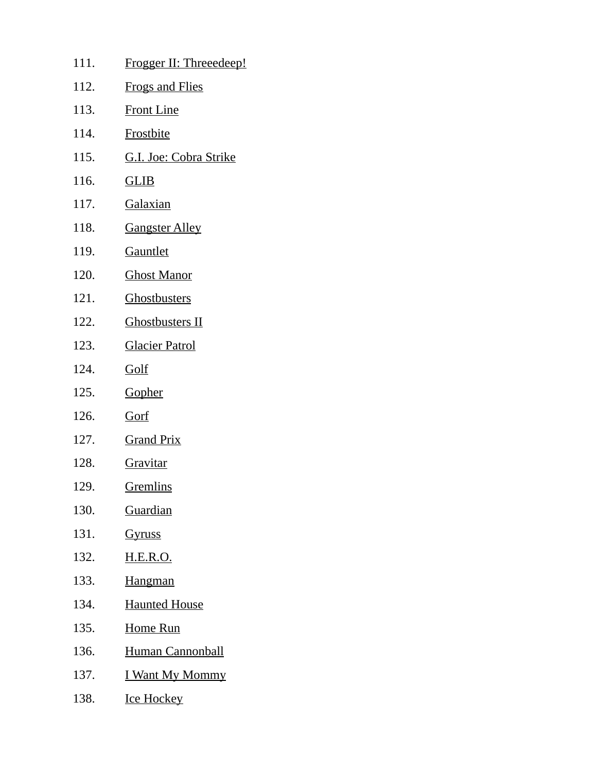111. Frogger II: Threeedeep!
112. Frogs and Flies
113. Front Line
114. Frostbite
115. G.I. Joe: Cobra Strike
116. GLIB
117. Galaxian
118. Gangster Alley
119. Gauntlet
120. Ghost Manor
121. Ghostbusters
122. Ghostbusters II
123. Glacier Patrol
124. Golf
125. Gopher
126. Gorf
127. Grand Prix
128. Gravitar
129. Gremlins
130. Guardian
131. Gyruss
132. H.E.R.O.
133. Hangman
134. Haunted House
135. Home Run
136. Human Cannonball
137. I Want My Mommy
138. Ice Hockey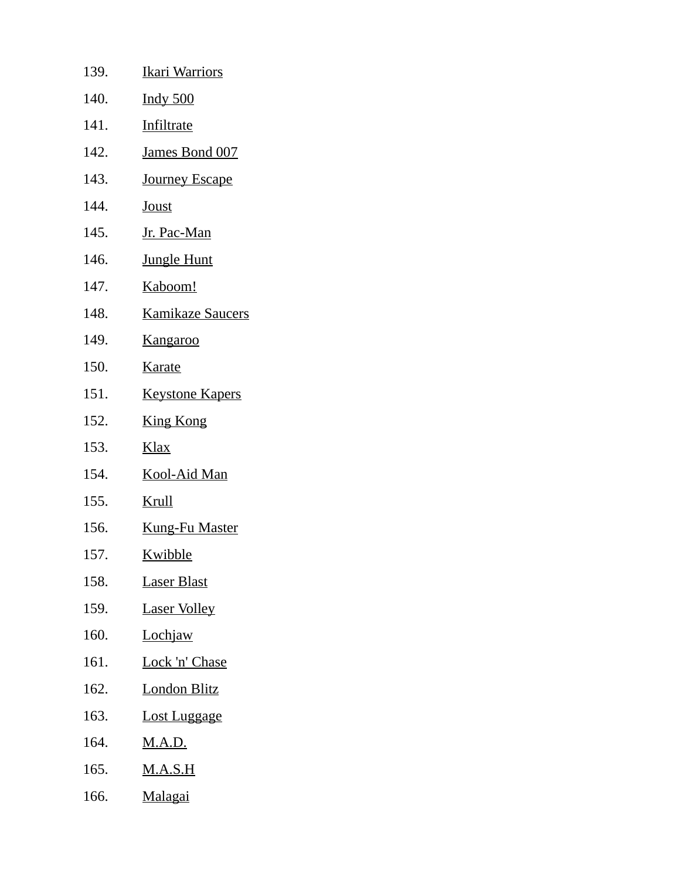139. Ikari Warriors
140. Indy 500
141. Infiltrate
142. James Bond 007
143. Journey Escape
144. Joust
145. Jr. Pac-Man
146. Jungle Hunt
147. Kaboom!
148. Kamikaze Saucers
149. Kangaroo
150. Karate
151. Keystone Kapers
152. King Kong
153. Klax
154. Kool-Aid Man
155. Krull
156. Kung-Fu Master
157. Kwibble
158. Laser Blast
159. Laser Volley
160. Lochjaw
161. Lock 'n' Chase
162. London Blitz
163. Lost Luggage
164. M.A.D.
165. M.A.S.H
166. Malagai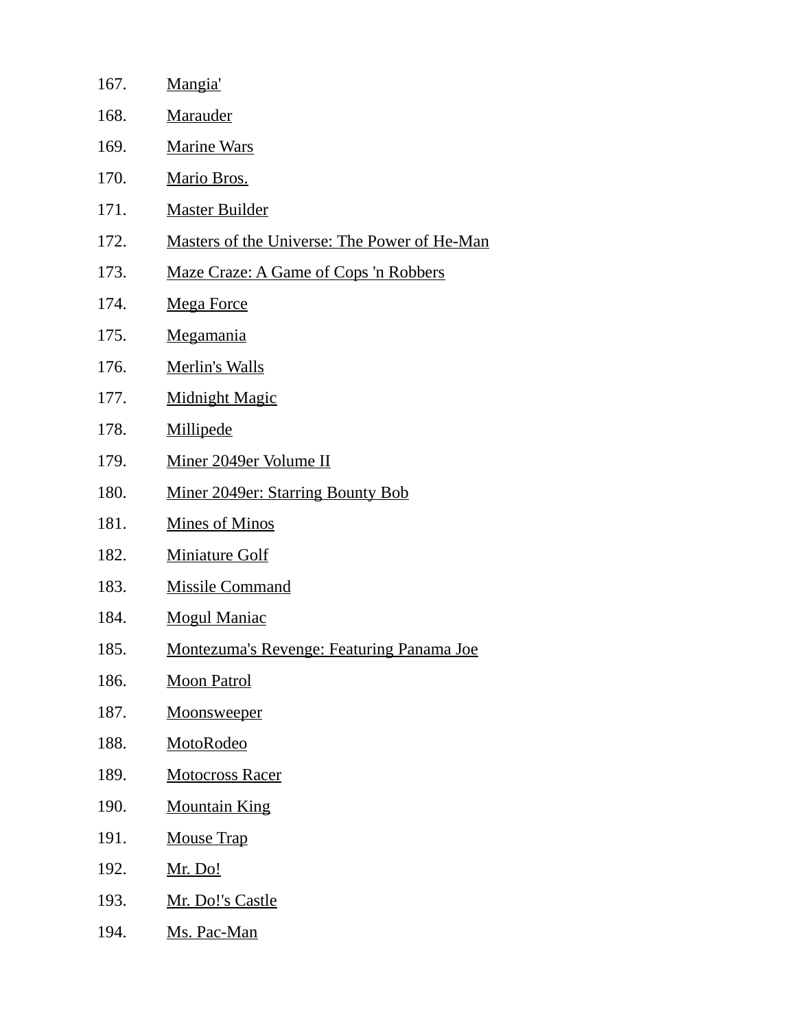167. Mangia'
168. Marauder
169. Marine Wars
170. Mario Bros.
171. Master Builder
172. Masters of the Universe: The Power of He-Man
173. Maze Craze: A Game of Cops 'n Robbers
174. Mega Force
175. Megamania
176. Merlin's Walls
177. Midnight Magic
178. Millipede
179. Miner 2049er Volume II
180. Miner 2049er: Starring Bounty Bob
181. Mines of Minos
182. Miniature Golf
183. Missile Command
184. Mogul Maniac
185. Montezuma's Revenge: Featuring Panama Joe
186. Moon Patrol
187. Moonsweeper
188. MotoRodeo
189. Motocross Racer
190. Mountain King
191. Mouse Trap
192. Mr. Do!
193. Mr. Do!'s Castle
194. Ms. Pac-Man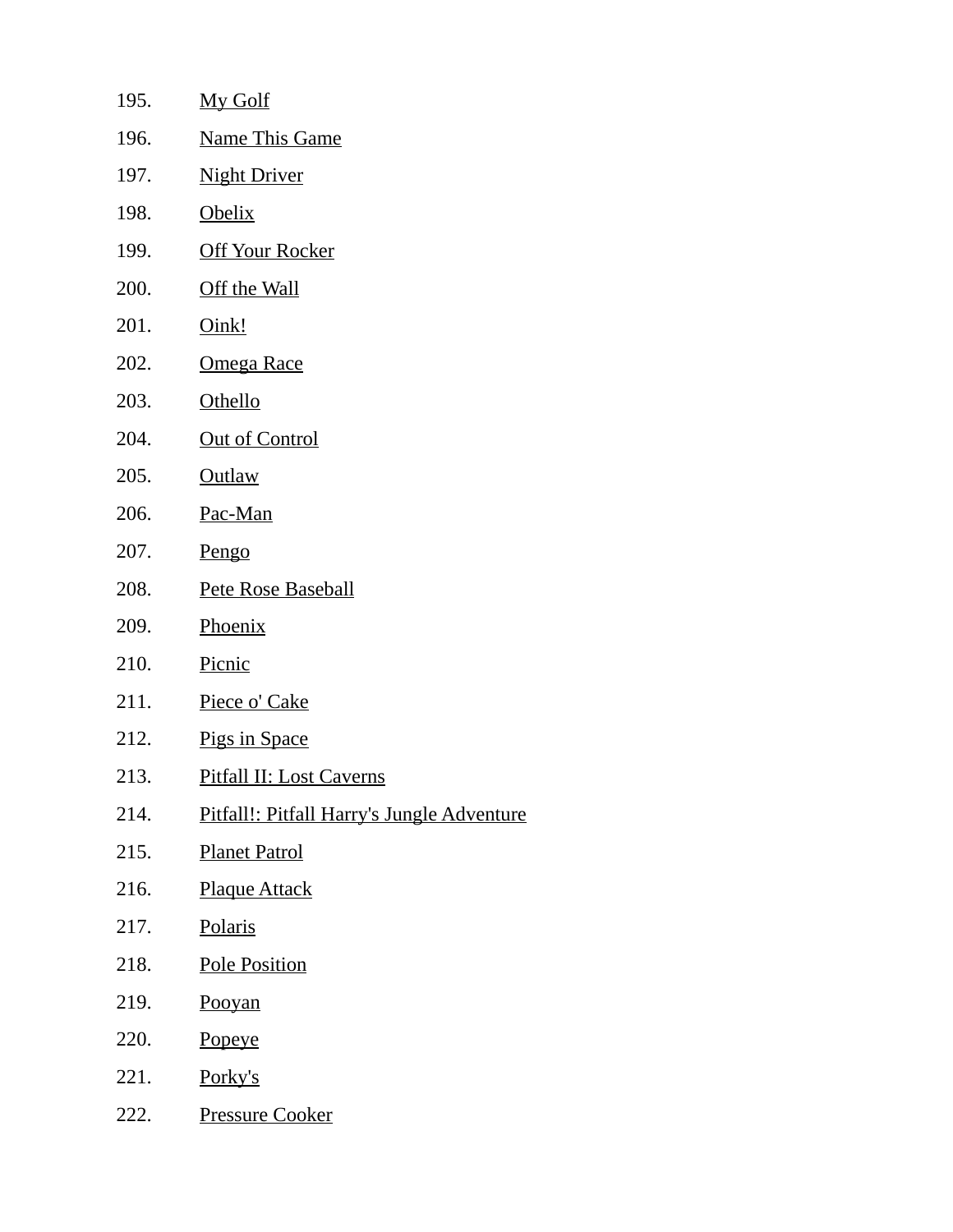195. My Golf
196. Name This Game
197. Night Driver
198. Obelix
199. Off Your Rocker
200. Off the Wall
201. Oink!
202. Omega Race
203. Othello
204. Out of Control
205. Outlaw
206. Pac-Man
207. Pengo
208. Pete Rose Baseball
209. Phoenix
210. Picnic
211. Piece o' Cake
212. Pigs in Space
213. Pitfall II: Lost Caverns
214. Pitfall!: Pitfall Harry's Jungle Adventure
215. Planet Patrol
216. Plaque Attack
217. Polaris
218. Pole Position
219. Pooyan
220. Popeye
221. Porky's
222. Pressure Cooker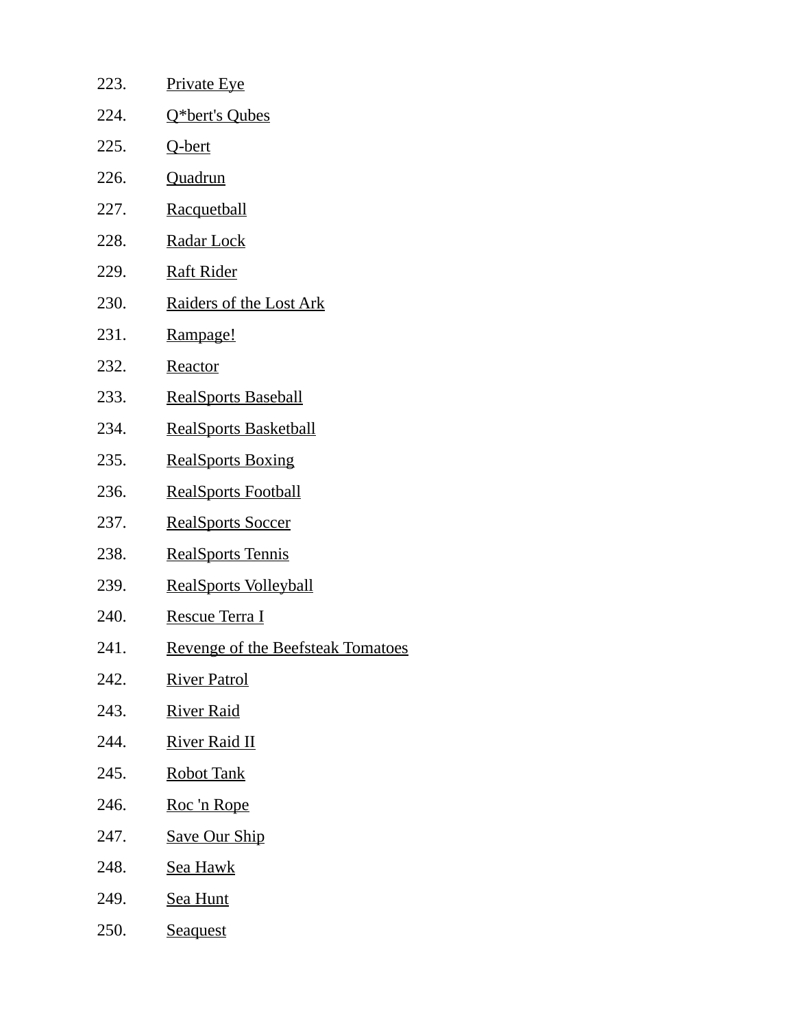223. Private Eye
224. Q*bert's Qubes
225. Q-bert
226. Quadrun
227. Racquetball
228. Radar Lock
229. Raft Rider
230. Raiders of the Lost Ark
231. Rampage!
232. Reactor
233. RealSports Baseball
234. RealSports Basketball
235. RealSports Boxing
236. RealSports Football
237. RealSports Soccer
238. RealSports Tennis
239. RealSports Volleyball
240. Rescue Terra I
241. Revenge of the Beefsteak Tomatoes
242. River Patrol
243. River Raid
244. River Raid II
245. Robot Tank
246. Roc 'n Rope
247. Save Our Ship
248. Sea Hawk
249. Sea Hunt
250. Seaquest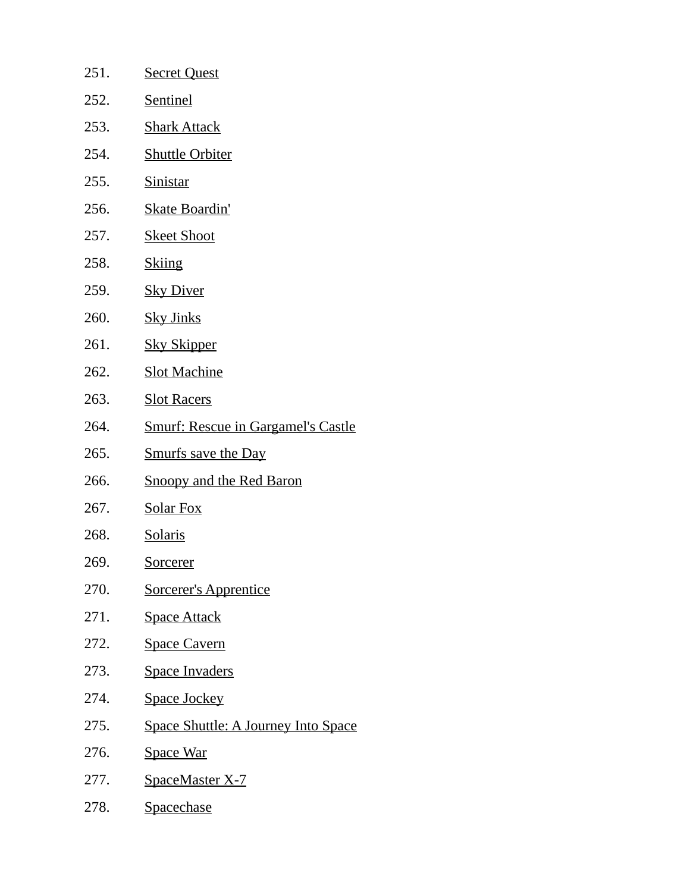251. Secret Quest
252. Sentinel
253. Shark Attack
254. Shuttle Orbiter
255. Sinistar
256. Skate Boardin'
257. Skeet Shoot
258. Skiing
259. Sky Diver
260. Sky Jinks
261. Sky Skipper
262. Slot Machine
263. Slot Racers
264. Smurf: Rescue in Gargamel's Castle
265. Smurfs save the Day
266. Snoopy and the Red Baron
267. Solar Fox
268. Solaris
269. Sorcerer
270. Sorcerer's Apprentice
271. Space Attack
272. Space Cavern
273. Space Invaders
274. Space Jockey
275. Space Shuttle: A Journey Into Space
276. Space War
277. SpaceMaster X-7
278. Spacechase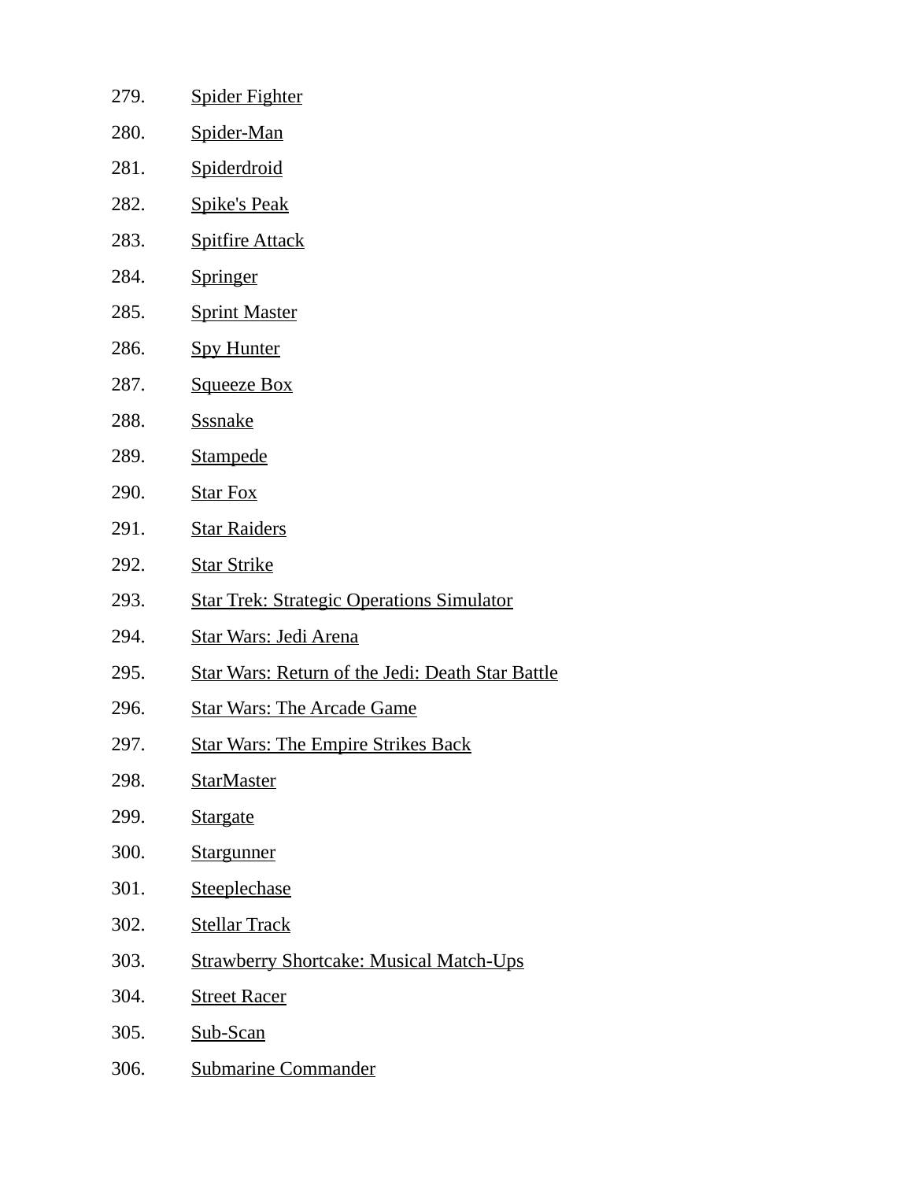279. Spider Fighter
280. Spider-Man
281. Spiderdroid
282. Spike's Peak
283. Spitfire Attack
284. Springer
285. Sprint Master
286. Spy Hunter
287. Squeeze Box
288. Sssnake
289. Stampede
290. Star Fox
291. Star Raiders
292. Star Strike
293. Star Trek: Strategic Operations Simulator
294. Star Wars: Jedi Arena
295. Star Wars: Return of the Jedi: Death Star Battle
296. Star Wars: The Arcade Game
297. Star Wars: The Empire Strikes Back
298. StarMaster
299. Stargate
300. Stargunner
301. Steeplechase
302. Stellar Track
303. Strawberry Shortcake: Musical Match-Ups
304. Street Racer
305. Sub-Scan
306. Submarine Commander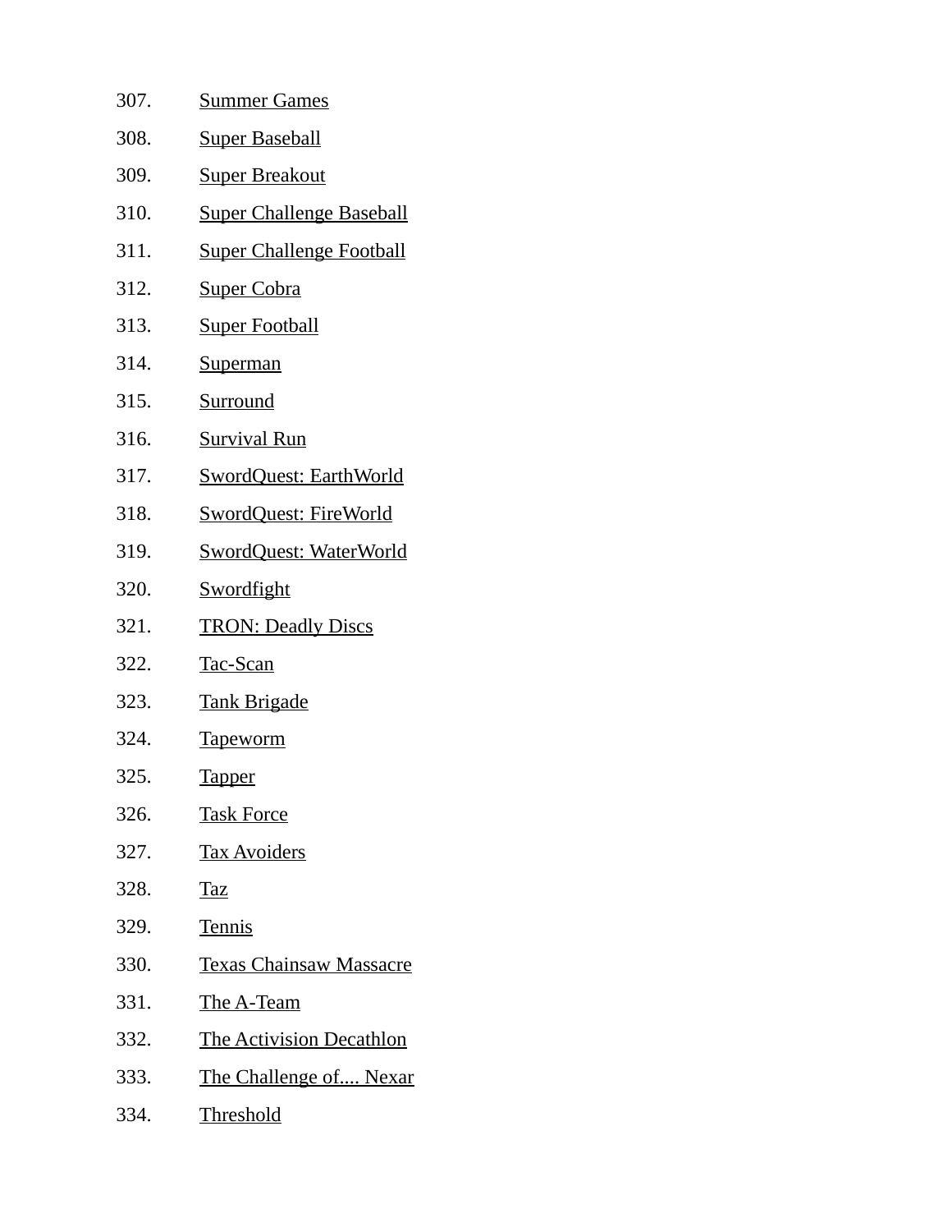307. Summer Games
308. Super Baseball
309. Super Breakout
310. Super Challenge Baseball
311. Super Challenge Football
312. Super Cobra
313. Super Football
314. Superman
315. Surround
316. Survival Run
317. SwordQuest: EarthWorld
318. SwordQuest: FireWorld
319. SwordQuest: WaterWorld
320. Swordfight
321. TRON: Deadly Discs
322. Tac-Scan
323. Tank Brigade
324. Tapeworm
325. Tapper
326. Task Force
327. Tax Avoiders
328. Taz
329. Tennis
330. Texas Chainsaw Massacre
331. The A-Team
332. The Activision Decathlon
333. The Challenge of.... Nexar
334. Threshold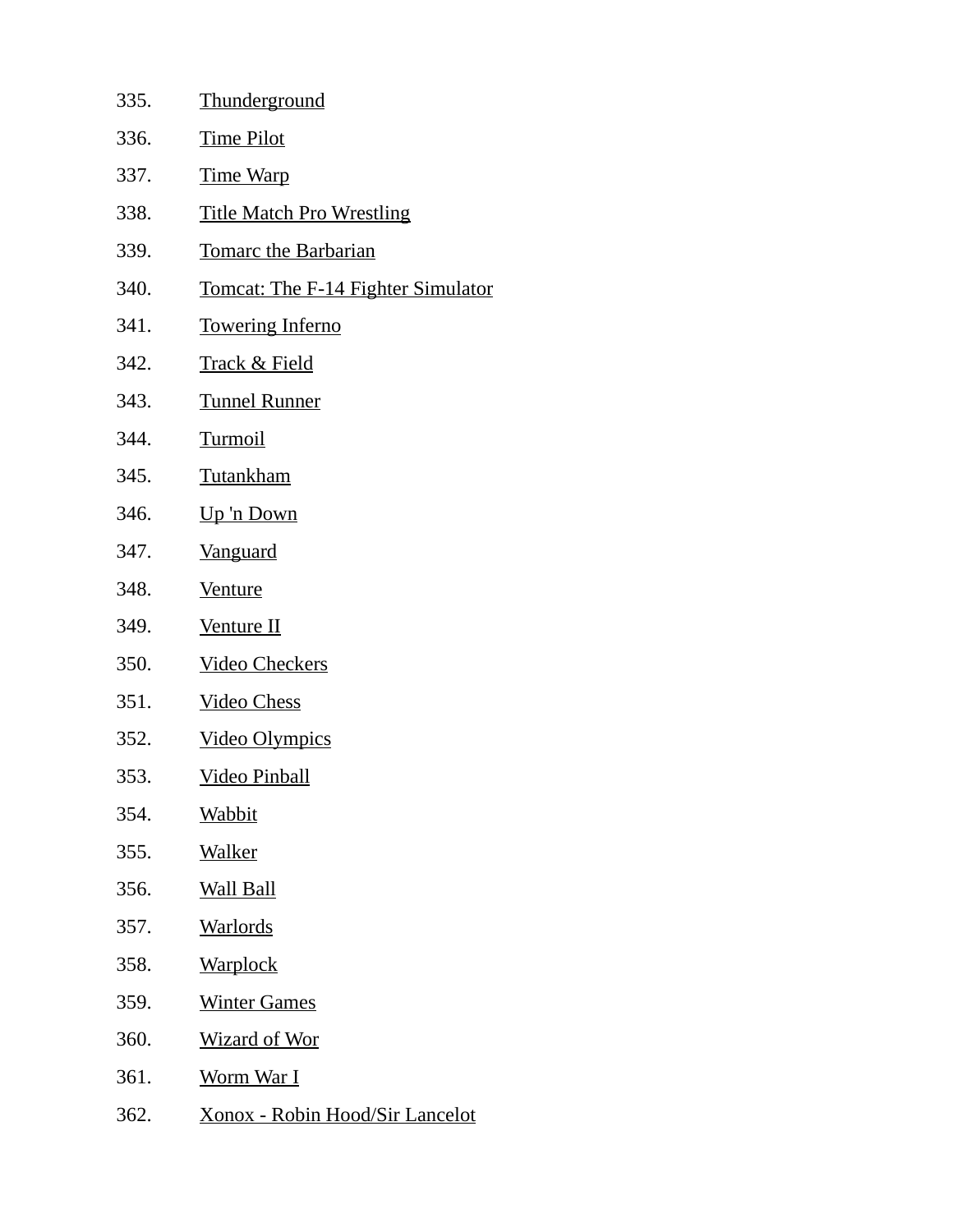335. Thunderground
336. Time Pilot
337. Time Warp
338. Title Match Pro Wrestling
339. Tomarc the Barbarian
340. Tomcat: The F-14 Fighter Simulator
341. Towering Inferno
342. Track & Field
343. Tunnel Runner
344. Turmoil
345. Tutankham
346. Up 'n Down
347. Vanguard
348. Venture
349. Venture II
350. Video Checkers
351. Video Chess
352. Video Olympics
353. Video Pinball
354. Wabbit
355. Walker
356. Wall Ball
357. Warlords
358. Warplock
359. Winter Games
360. Wizard of Wor
361. Worm War I
362. Xonox - Robin Hood/Sir Lancelot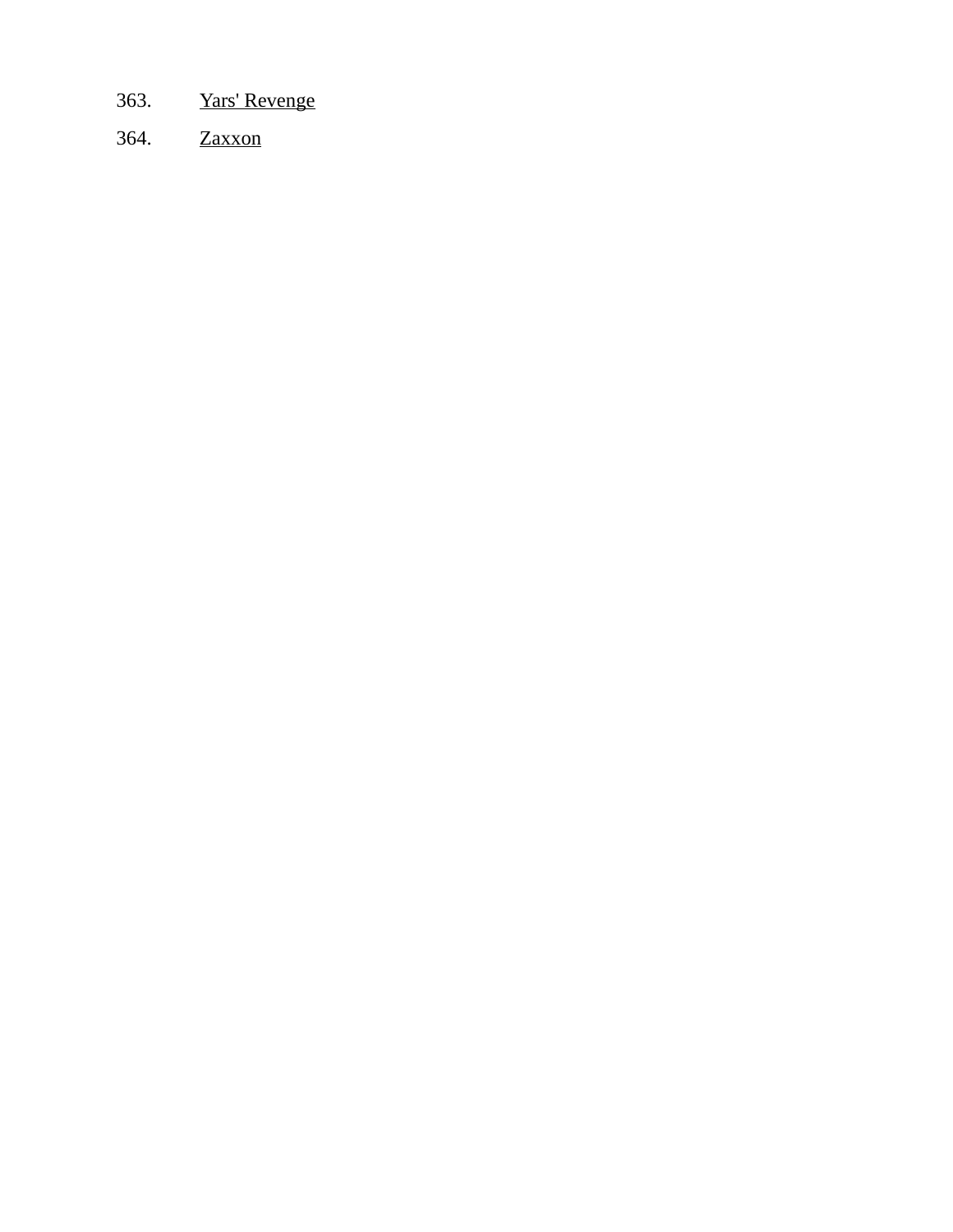363. Yars' Revenge

364. Zaxxon